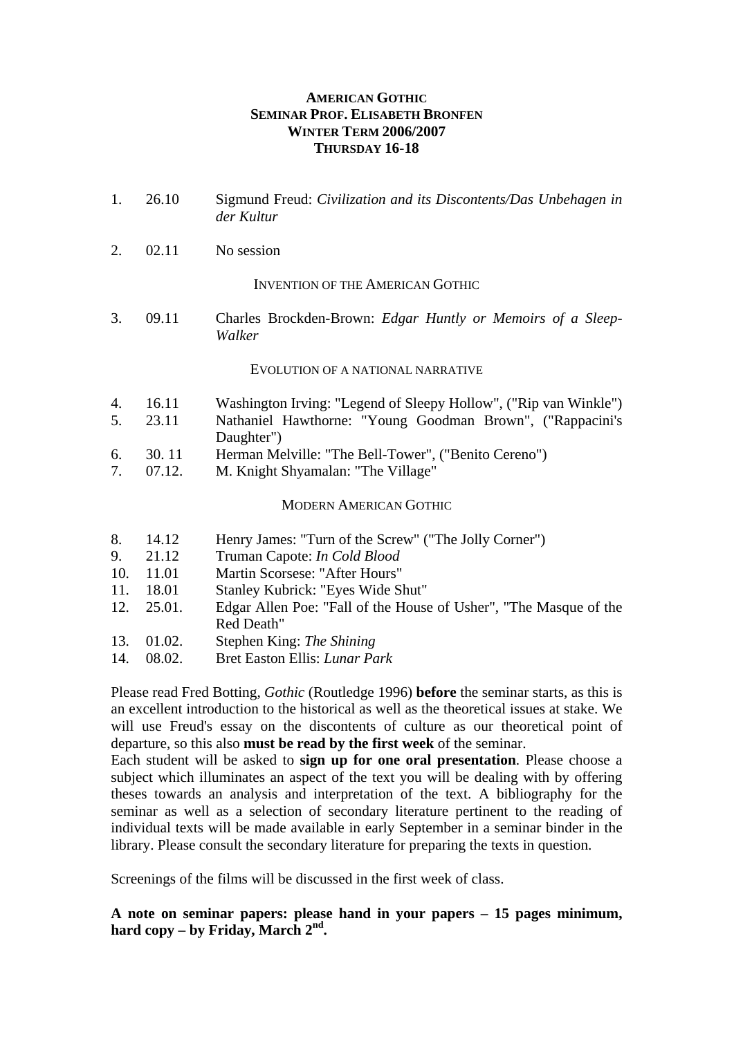# AMERICAN GOTHIC
## SEMINAR PROF. ELISABETH BRONFEN
## WINTER TERM 2006/2007
## THURSDAY 16-18

1. 26.10 Sigmund Freud: *Civilization and its Discontents/Das Unbehagen in der Kultur*

2. 02.11 No session

INVENTION OF THE AMERICAN GOTHIC

3. 09.11 Charles Brockden-Brown: *Edgar Huntly or Memoirs of a Sleep-Walker*

EVOLUTION OF A NATIONAL NARRATIVE

4. 16.11 Washington Irving: "Legend of Sleepy Hollow", ("Rip van Winkle")
5. 23.11 Nathaniel Hawthorne: "Young Goodman Brown", ("Rappacini's Daughter")
6. 30. 11 Herman Melville: "The Bell-Tower", ("Benito Cereno")
7. 07.12. M. Knight Shyamalan: "The Village"

MODERN AMERICAN GOTHIC

8. 14.12 Henry James: "Turn of the Screw" ("The Jolly Corner")
9. 21.12 Truman Capote: *In Cold Blood*
10. 11.01 Martin Scorsese: "After Hours"
11. 18.01 Stanley Kubrick: "Eyes Wide Shut"
12. 25.01. Edgar Allen Poe: "Fall of the House of Usher", "The Masque of the Red Death"
13. 01.02. Stephen King: *The Shining*
14. 08.02. Bret Easton Ellis: *Lunar Park*

Please read Fred Botting, *Gothic* (Routledge 1996) **before** the seminar starts, as this is an excellent introduction to the historical as well as the theoretical issues at stake. We will use Freud's essay on the discontents of culture as our theoretical point of departure, so this also **must be read by the first week** of the seminar.
Each student will be asked to **sign up for one oral presentation**. Please choose a subject which illuminates an aspect of the text you will be dealing with by offering theses towards an analysis and interpretation of the text. A bibliography for the seminar as well as a selection of secondary literature pertinent to the reading of individual texts will be made available in early September in a seminar binder in the library. Please consult the secondary literature for preparing the texts in question.

Screenings of the films will be discussed in the first week of class.

**A note on seminar papers: please hand in your papers – 15 pages minimum, hard copy – by Friday, March 2nd.**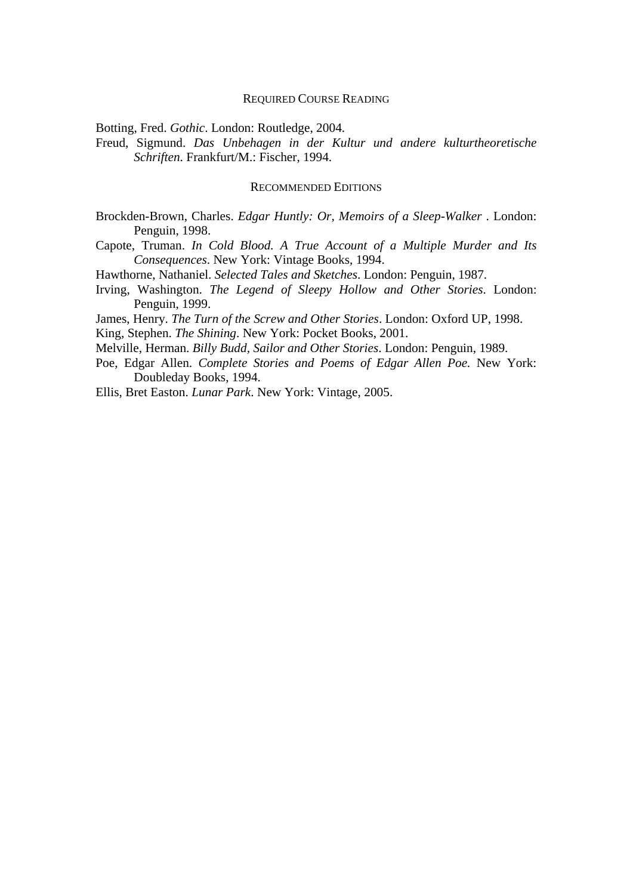## Required Course Reading

Botting, Fred. *Gothic*. London: Routledge, 2004.

Freud, Sigmund. *Das Unbehagen in der Kultur und andere kulturtheoretische Schriften*. Frankfurt/M.: Fischer, 1994.

## Recommended Editions

Brockden-Brown, Charles. *Edgar Huntly: Or, Memoirs of a Sleep-Walker* . London: Penguin, 1998.

Capote, Truman. *In Cold Blood. A True Account of a Multiple Murder and Its Consequences*. New York: Vintage Books, 1994.

Hawthorne, Nathaniel. *Selected Tales and Sketches*. London: Penguin, 1987.

Irving, Washington. *The Legend of Sleepy Hollow and Other Stories*. London: Penguin, 1999.

James, Henry. *The Turn of the Screw and Other Stories*. London: Oxford UP, 1998.

King, Stephen. *The Shining*. New York: Pocket Books, 2001.

Melville, Herman. *Billy Budd, Sailor and Other Stories*. London: Penguin, 1989.

Poe, Edgar Allen. *Complete Stories and Poems of Edgar Allen Poe.* New York: Doubleday Books, 1994.

Ellis, Bret Easton. *Lunar Park*. New York: Vintage, 2005.